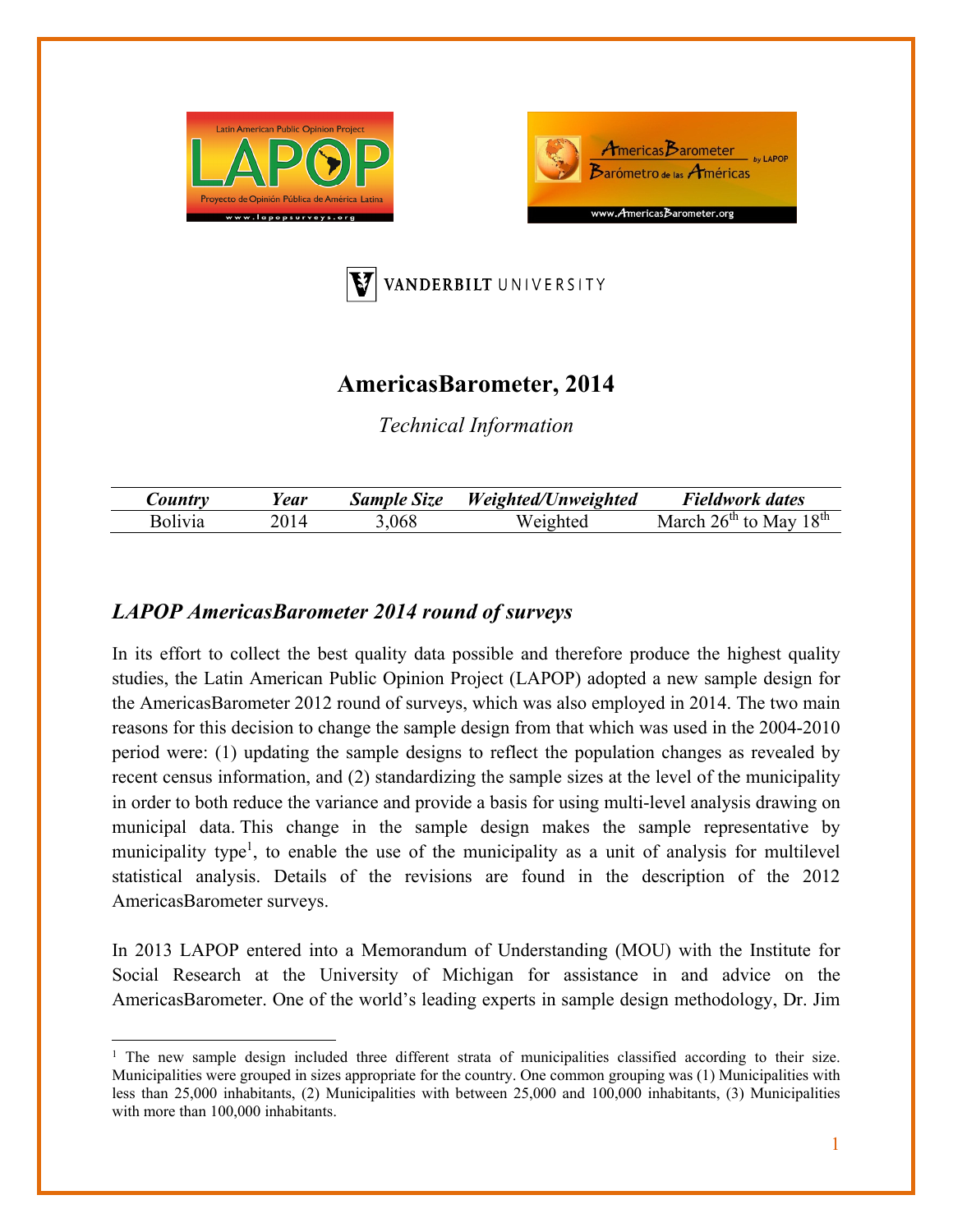# AmericasBarometer, 2014

*Technical Information*

| *Country* | *Year* | *Sample Size* | *Weighted/Unweighted* | *Fieldwork dates* |
|---|---|---|---|---|
| Bolivia | 2014 | 3,068 | Weighted | March 26th to May 18th |

## *LAPOP AmericasBarometer 2014 round of surveys*

In its effort to collect the best quality data possible and therefore produce the highest quality studies, the Latin American Public Opinion Project (LAPOP) adopted a new sample design for the AmericasBarometer 2012 round of surveys, which was also employed in 2014. The two main reasons for this decision to change the sample design from that which was used in the 2004-2010 period were: (1) updating the sample designs to reflect the population changes as revealed by recent census information, and (2) standardizing the sample sizes at the level of the municipality in order to both reduce the variance and provide a basis for using multi-level analysis drawing on municipal data. This change in the sample design makes the sample representative by municipality type[1], to enable the use of the municipality as a unit of analysis for multilevel statistical analysis. Details of the revisions are found in the description of the 2012 AmericasBarometer surveys.

In 2013 LAPOP entered into a Memorandum of Understanding (MOU) with the Institute for Social Research at the University of Michigan for assistance in and advice on the AmericasBarometer. One of the world's leading experts in sample design methodology, Dr. Jim

[1] The new sample design included three different strata of municipalities classified according to their size. Municipalities were grouped in sizes appropriate for the country. One common grouping was (1) Municipalities with less than 25,000 inhabitants, (2) Municipalities with between 25,000 and 100,000 inhabitants, (3) Municipalities with more than 100,000 inhabitants.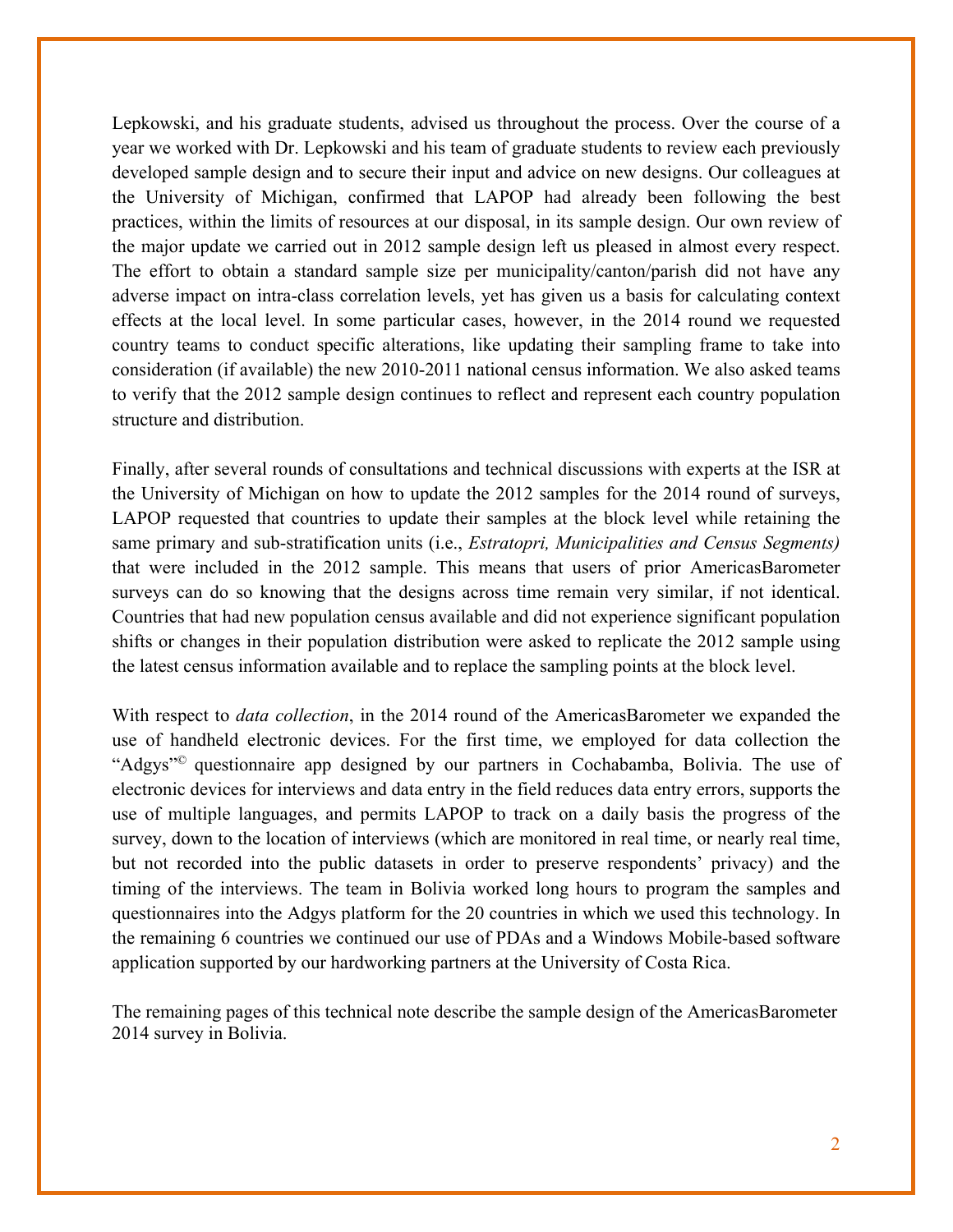Lepkowski, and his graduate students, advised us throughout the process. Over the course of a year we worked with Dr. Lepkowski and his team of graduate students to review each previously developed sample design and to secure their input and advice on new designs. Our colleagues at the University of Michigan, confirmed that LAPOP had already been following the best practices, within the limits of resources at our disposal, in its sample design. Our own review of the major update we carried out in 2012 sample design left us pleased in almost every respect. The effort to obtain a standard sample size per municipality/canton/parish did not have any adverse impact on intra-class correlation levels, yet has given us a basis for calculating context effects at the local level. In some particular cases, however, in the 2014 round we requested country teams to conduct specific alterations, like updating their sampling frame to take into consideration (if available) the new 2010-2011 national census information. We also asked teams to verify that the 2012 sample design continues to reflect and represent each country population structure and distribution.

Finally, after several rounds of consultations and technical discussions with experts at the ISR at the University of Michigan on how to update the 2012 samples for the 2014 round of surveys, LAPOP requested that countries to update their samples at the block level while retaining the same primary and sub-stratification units (i.e., *Estratopri, Municipalities and Census Segments)* that were included in the 2012 sample. This means that users of prior AmericasBarometer surveys can do so knowing that the designs across time remain very similar, if not identical. Countries that had new population census available and did not experience significant population shifts or changes in their population distribution were asked to replicate the 2012 sample using the latest census information available and to replace the sampling points at the block level.

With respect to *data collection*, in the 2014 round of the AmericasBarometer we expanded the use of handheld electronic devices. For the first time, we employed for data collection the "Adgys"© questionnaire app designed by our partners in Cochabamba, Bolivia. The use of electronic devices for interviews and data entry in the field reduces data entry errors, supports the use of multiple languages, and permits LAPOP to track on a daily basis the progress of the survey, down to the location of interviews (which are monitored in real time, or nearly real time, but not recorded into the public datasets in order to preserve respondents' privacy) and the timing of the interviews. The team in Bolivia worked long hours to program the samples and questionnaires into the Adgys platform for the 20 countries in which we used this technology. In the remaining 6 countries we continued our use of PDAs and a Windows Mobile-based software application supported by our hardworking partners at the University of Costa Rica.

The remaining pages of this technical note describe the sample design of the AmericasBarometer 2014 survey in Bolivia.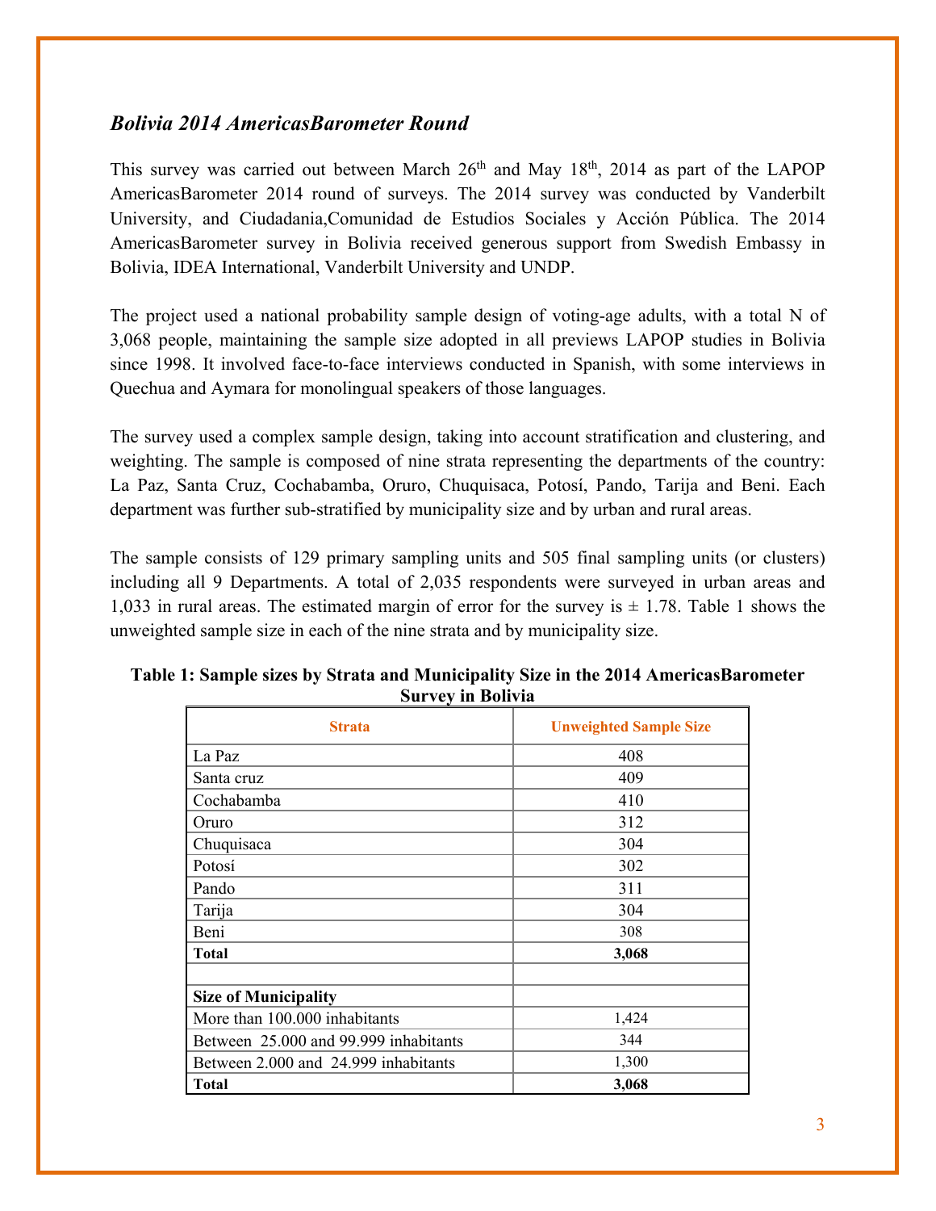## *Bolivia 2014 AmericasBarometer Round*

This survey was carried out between March 26th and May 18th, 2014 as part of the LAPOP AmericasBarometer 2014 round of surveys. The 2014 survey was conducted by Vanderbilt University, and Ciudadania,Comunidad de Estudios Sociales y Acción Pública. The 2014 AmericasBarometer survey in Bolivia received generous support from Swedish Embassy in Bolivia, IDEA International, Vanderbilt University and UNDP.

The project used a national probability sample design of voting-age adults, with a total N of 3,068 people, maintaining the sample size adopted in all previews LAPOP studies in Bolivia since 1998. It involved face-to-face interviews conducted in Spanish, with some interviews in Quechua and Aymara for monolingual speakers of those languages.

The survey used a complex sample design, taking into account stratification and clustering, and weighting. The sample is composed of nine strata representing the departments of the country: La Paz, Santa Cruz, Cochabamba, Oruro, Chuquisaca, Potosí, Pando, Tarija and Beni. Each department was further sub-stratified by municipality size and by urban and rural areas.

The sample consists of 129 primary sampling units and 505 final sampling units (or clusters) including all 9 Departments. A total of 2,035 respondents were surveyed in urban areas and 1,033 in rural areas. The estimated margin of error for the survey is ± 1.78. Table 1 shows the unweighted sample size in each of the nine strata and by municipality size.

**Table 1: Sample sizes by Strata and Municipality Size in the 2014 AmericasBarometer Survey in Bolivia**

| Strata | Unweighted Sample Size |
|---|---|
| La Paz | 408 |
| Santa cruz | 409 |
| Cochabamba | 410 |
| Oruro | 312 |
| Chuquisaca | 304 |
| Potosí | 302 |
| Pando | 311 |
| Tarija | 304 |
| Beni | 308 |
| **Total** | **3,068** |
| | |
| **Size of Municipality** | |
| More than 100.000 inhabitants | 1,424 |
| Between 25.000 and 99.999 inhabitants | 344 |
| Between 2.000 and 24.999 inhabitants | 1,300 |
| **Total** | **3,068** |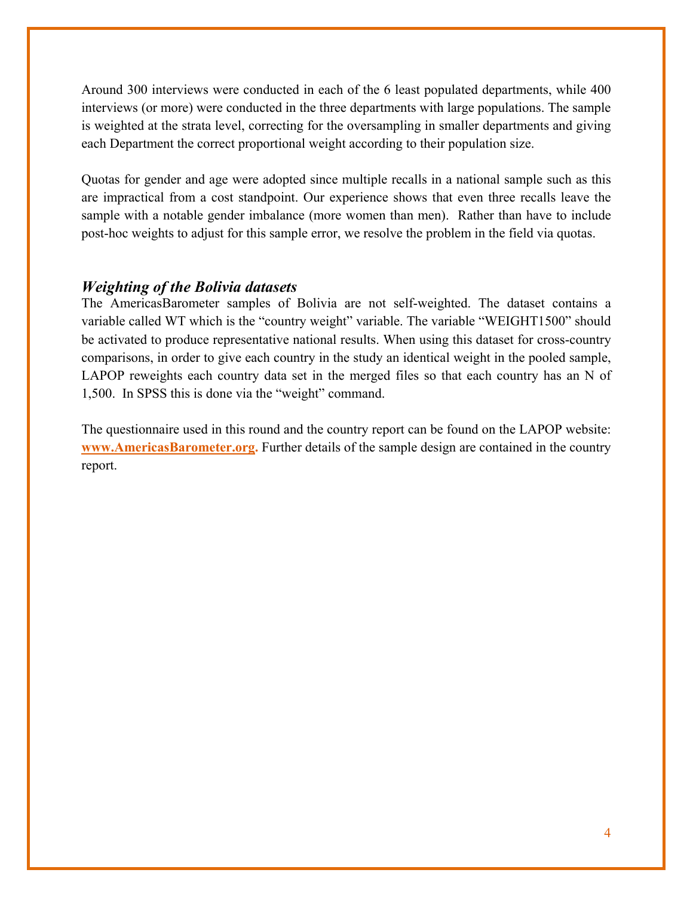Around 300 interviews were conducted in each of the 6 least populated departments, while 400 interviews (or more) were conducted in the three departments with large populations. The sample is weighted at the strata level, correcting for the oversampling in smaller departments and giving each Department the correct proportional weight according to their population size.

Quotas for gender and age were adopted since multiple recalls in a national sample such as this are impractical from a cost standpoint. Our experience shows that even three recalls leave the sample with a notable gender imbalance (more women than men). Rather than have to include post-hoc weights to adjust for this sample error, we resolve the problem in the field via quotas.

### *Weighting of the Bolivia datasets*

The AmericasBarometer samples of Bolivia are not self-weighted. The dataset contains a variable called WT which is the "country weight" variable. The variable "WEIGHT1500" should be activated to produce representative national results. When using this dataset for cross-country comparisons, in order to give each country in the study an identical weight in the pooled sample, LAPOP reweights each country data set in the merged files so that each country has an N of 1,500. In SPSS this is done via the "weight" command.

The questionnaire used in this round and the country report can be found on the LAPOP website: **www.AmericasBarometer.org.** Further details of the sample design are contained in the country report.